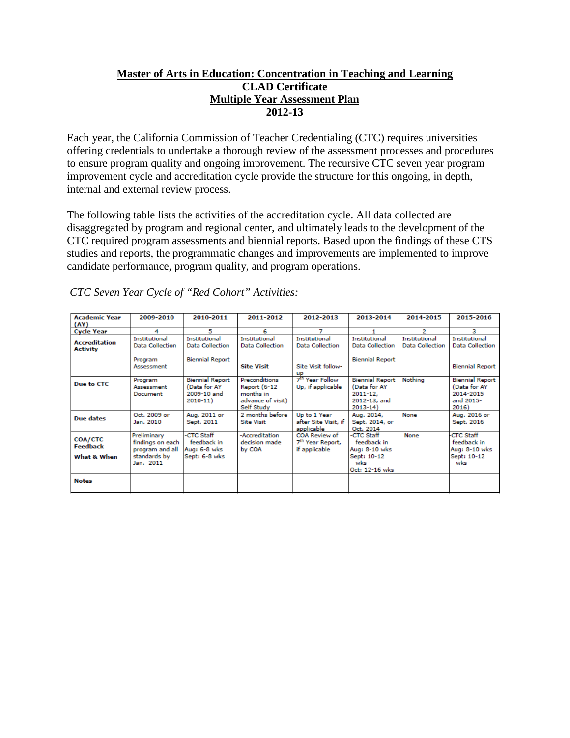**Master of Arts in Education: Concentration in Teaching and Learning**
**CLAD Certificate**
**Multiple Year Assessment Plan**
**2012-13**

Each year, the California Commission of Teacher Credentialing (CTC) requires universities offering credentials to undertake a thorough review of the assessment processes and procedures to ensure program quality and ongoing improvement. The recursive CTC seven year program improvement cycle and accreditation cycle provide the structure for this ongoing, in depth, internal and external review process.

The following table lists the activities of the accreditation cycle. All data collected are disaggregated by program and regional center, and ultimately leads to the development of the CTC required program assessments and biennial reports. Based upon the findings of these CTS studies and reports, the programmatic changes and improvements are implemented to improve candidate performance, program quality, and program operations.

*CTC Seven Year Cycle of "Red Cohort" Activities:*

| **Academic Year (AY)** | 2009-2010 | 2010-2011 | 2011-2012 | 2012-2013 | 2013-2014 | 2014-2015 | 2015-2016 |
|---|---|---|---|---|---|---|---|
| **Cycle Year** | 4 | 5 | 6 | 7 | 1 | 2 | 3 |
| **Accreditation Activity** | Institutional Data Collection<br><br>Program Assessment | Institutional Data Collection<br><br>Biennial Report | Institutional Data Collection<br><br>**Site Visit** | Institutional Data Collection<br><br>Site Visit follow-up | Institutional Data Collection<br><br>Biennial Report | Institutional Data Collection | Institutional Data Collection<br><br>Biennial Report |
| **Due to CTC** | Program Assessment Document | Biennial Report (Data for AY 2009-10 and 2010-11) | Preconditions Report (6-12 months in advance of visit) Self Study | 7th Year Follow Up, if applicable | Biennial Report (Data for AY 2011-12, 2012-13, and 2013-14) | Nothing | Biennial Report (Data for AY 2014-2015 and 2015-2016) |
| **Due dates** | Oct. 2009 or Jan. 2010 | Aug. 2011 or Sept. 2011 | 2 months before Site Visit | Up to 1 Year after Site Visit, if applicable | Aug. 2014, Sept. 2014, or Oct. 2014 | None | Aug. 2016 or Sept. 2016 |
| **COA/CTC Feedback**<br><br>**What & When** | Preliminary findings on each program and all standards by Jan. 2011 | -CTC Staff feedback in Aug: 6-8 wks Sept: 6-8 wks | -Accreditation decision made by COA | COA Review of 7th Year Report, if applicable | -CTC Staff feedback in Aug: 8-10 wks Sept: 10-12 wks Oct: 12-16 wks | None | -CTC Staff feedback in Aug: 8-10 wks Sept: 10-12 wks |
| **Notes** | | | | | | | |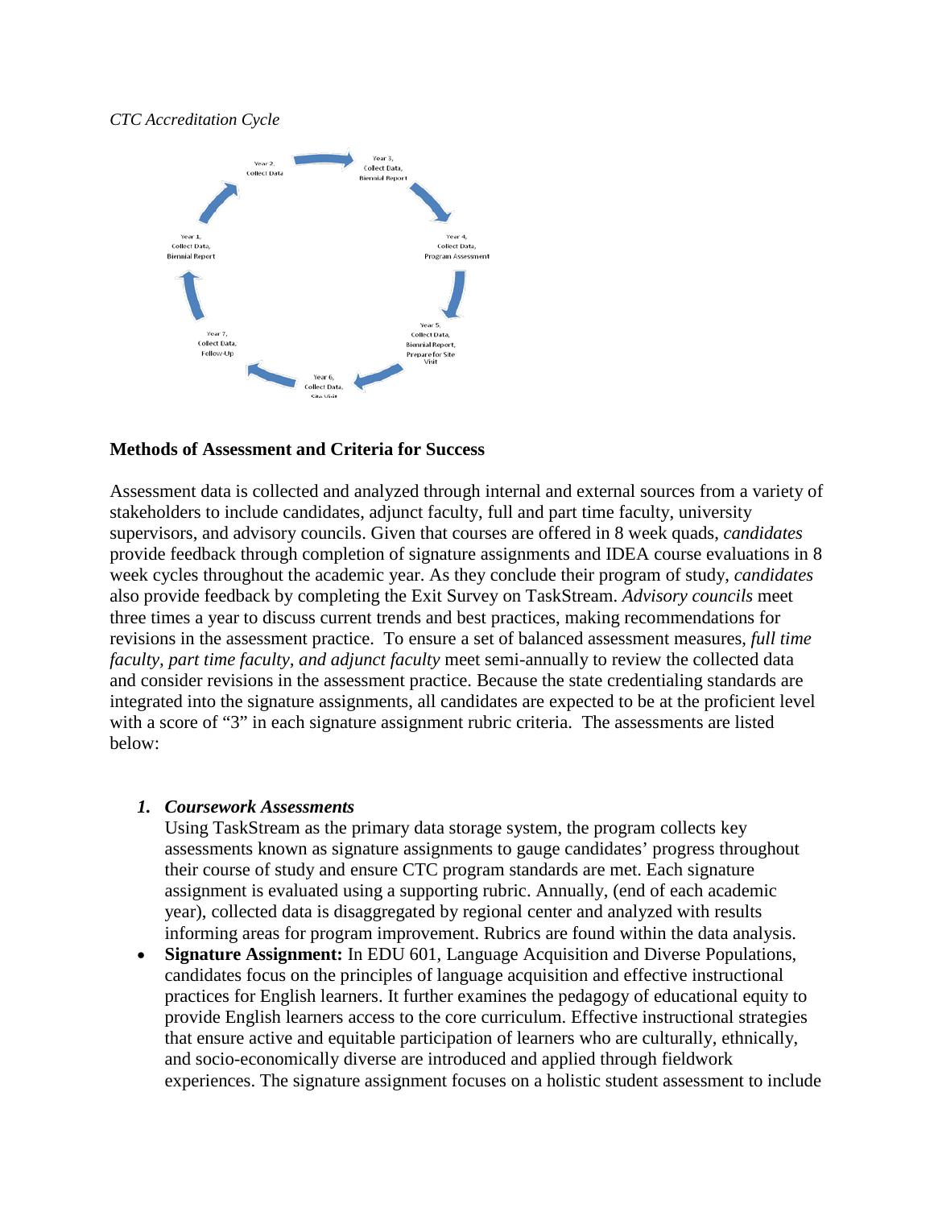*CTC Accreditation Cycle*

- Year 1, Collect Data, Biennial Report
- Year 2, Collect Data
- Year 3, Collect Data, Biennial Report
- Year 4, Collect Data, Program Assessment
- Year 5, Collect Data, Biennial Report, Prepare for Site Visit
- Year 6, Collect Data, Site Visit
- Year 7, Collect Data, Follow-Up

**Methods of Assessment and Criteria for Success**

Assessment data is collected and analyzed through internal and external sources from a variety of stakeholders to include candidates, adjunct faculty, full and part time faculty, university supervisors, and advisory councils. Given that courses are offered in 8 week quads, *candidates* provide feedback through completion of signature assignments and IDEA course evaluations in 8 week cycles throughout the academic year. As they conclude their program of study, *candidates* also provide feedback by completing the Exit Survey on TaskStream. *Advisory councils* meet three times a year to discuss current trends and best practices, making recommendations for revisions in the assessment practice. To ensure a set of balanced assessment measures, *full time faculty, part time faculty, and adjunct faculty* meet semi-annually to review the collected data and consider revisions in the assessment practice. Because the state credentialing standards are integrated into the signature assignments, all candidates are expected to be at the proficient level with a score of "3" in each signature assignment rubric criteria. The assessments are listed below:

1. ***Coursework Assessments***
   Using TaskStream as the primary data storage system, the program collects key assessments known as signature assignments to gauge candidates' progress throughout their course of study and ensure CTC program standards are met. Each signature assignment is evaluated using a supporting rubric. Annually, (end of each academic year), collected data is disaggregated by regional center and analyzed with results informing areas for program improvement. Rubrics are found within the data analysis.

- **Signature Assignment:** In EDU 601, Language Acquisition and Diverse Populations, candidates focus on the principles of language acquisition and effective instructional practices for English learners. It further examines the pedagogy of educational equity to provide English learners access to the core curriculum. Effective instructional strategies that ensure active and equitable participation of learners who are culturally, ethnically, and socio-economically diverse are introduced and applied through fieldwork experiences. The signature assignment focuses on a holistic student assessment to include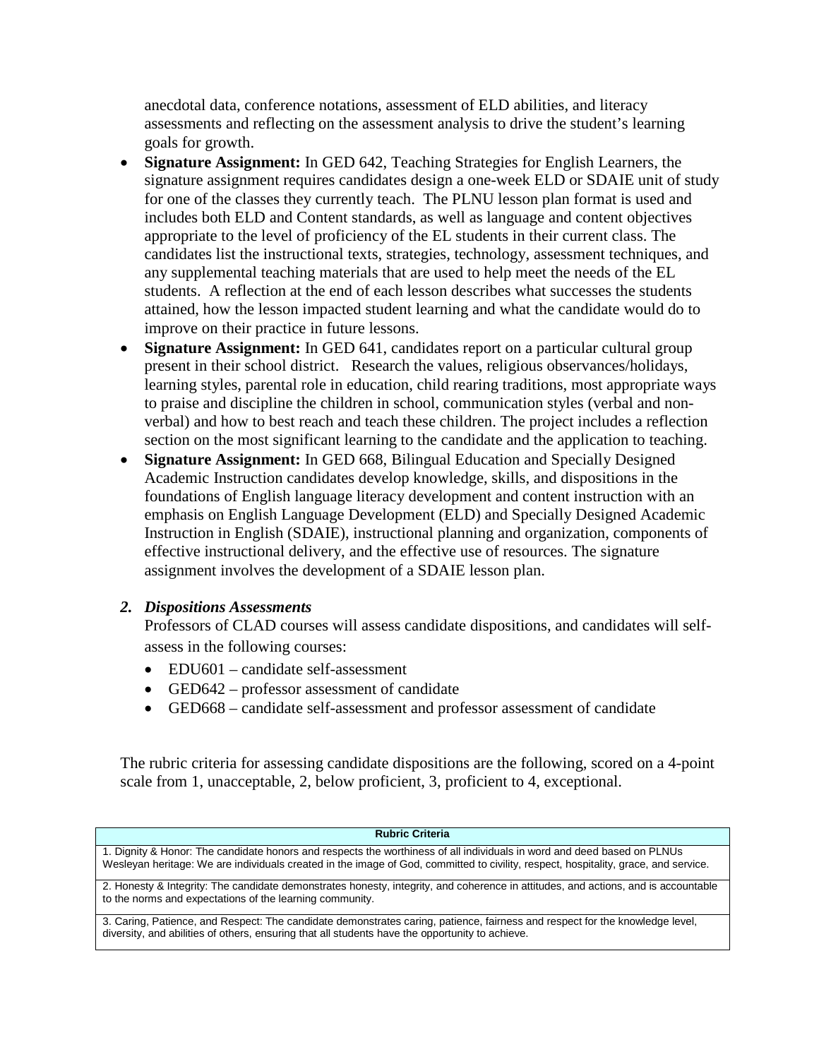anecdotal data, conference notations, assessment of ELD abilities, and literacy assessments and reflecting on the assessment analysis to drive the student's learning goals for growth.

- **Signature Assignment:** In GED 642, Teaching Strategies for English Learners, the signature assignment requires candidates design a one-week ELD or SDAIE unit of study for one of the classes they currently teach. The PLNU lesson plan format is used and includes both ELD and Content standards, as well as language and content objectives appropriate to the level of proficiency of the EL students in their current class. The candidates list the instructional texts, strategies, technology, assessment techniques, and any supplemental teaching materials that are used to help meet the needs of the EL students. A reflection at the end of each lesson describes what successes the students attained, how the lesson impacted student learning and what the candidate would do to improve on their practice in future lessons.
- **Signature Assignment:** In GED 641, candidates report on a particular cultural group present in their school district. Research the values, religious observances/holidays, learning styles, parental role in education, child rearing traditions, most appropriate ways to praise and discipline the children in school, communication styles (verbal and non-verbal) and how to best reach and teach these children. The project includes a reflection section on the most significant learning to the candidate and the application to teaching.
- **Signature Assignment:** In GED 668, Bilingual Education and Specially Designed Academic Instruction candidates develop knowledge, skills, and dispositions in the foundations of English language literacy development and content instruction with an emphasis on English Language Development (ELD) and Specially Designed Academic Instruction in English (SDAIE), instructional planning and organization, components of effective instructional delivery, and the effective use of resources. The signature assignment involves the development of a SDAIE lesson plan.

### *2. Dispositions Assessments*

Professors of CLAD courses will assess candidate dispositions, and candidates will self-assess in the following courses:

- EDU601 – candidate self-assessment
- GED642 – professor assessment of candidate
- GED668 – candidate self-assessment and professor assessment of candidate

The rubric criteria for assessing candidate dispositions are the following, scored on a 4-point scale from 1, unacceptable, 2, below proficient, 3, proficient to 4, exceptional.

| Rubric Criteria |
|---|
| 1. Dignity & Honor: The candidate honors and respects the worthiness of all individuals in word and deed based on PLNUs Wesleyan heritage: We are individuals created in the image of God, committed to civility, respect, hospitality, grace, and service. |
| 2. Honesty & Integrity: The candidate demonstrates honesty, integrity, and coherence in attitudes, and actions, and is accountable to the norms and expectations of the learning community. |
| 3. Caring, Patience, and Respect: The candidate demonstrates caring, patience, fairness and respect for the knowledge level, diversity, and abilities of others, ensuring that all students have the opportunity to achieve. |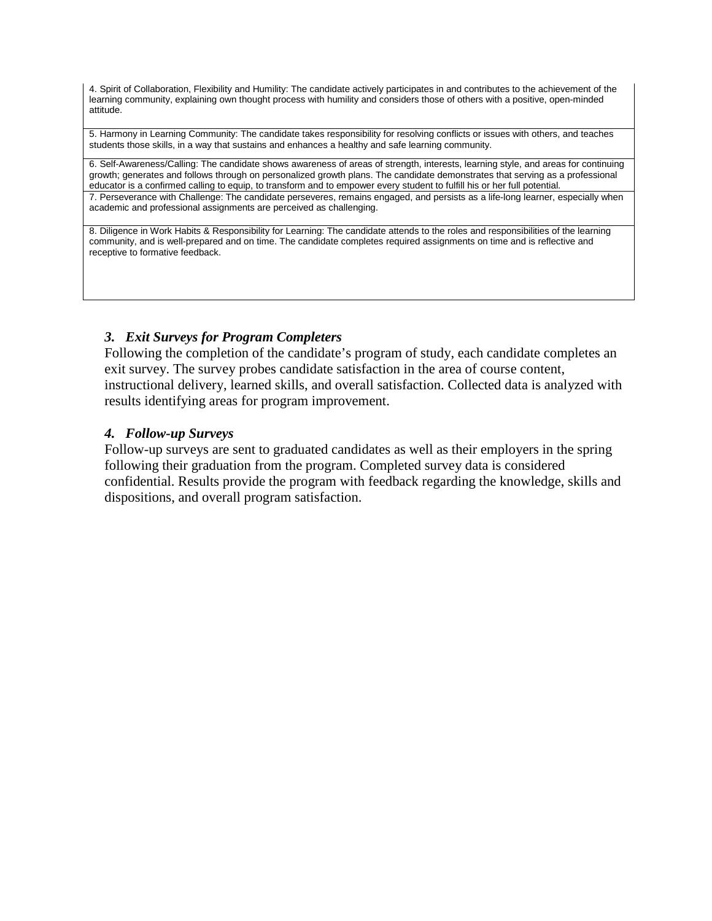| |
|---|
| 4. Spirit of Collaboration, Flexibility and Humility: The candidate actively participates in and contributes to the achievement of the learning community, explaining own thought process with humility and considers those of others with a positive, open-minded attitude. |
| 5. Harmony in Learning Community: The candidate takes responsibility for resolving conflicts or issues with others, and teaches students those skills, in a way that sustains and enhances a healthy and safe learning community. |
| 6. Self-Awareness/Calling: The candidate shows awareness of areas of strength, interests, learning style, and areas for continuing growth; generates and follows through on personalized growth plans. The candidate demonstrates that serving as a professional educator is a confirmed calling to equip, to transform and to empower every student to fulfill his or her full potential. |
| 7. Perseverance with Challenge: The candidate perseveres, remains engaged, and persists as a life-long learner, especially when academic and professional assignments are perceived as challenging. |
| 8. Diligence in Work Habits & Responsibility for Learning: The candidate attends to the roles and responsibilities of the learning community, and is well-prepared and on time. The candidate completes required assignments on time and is reflective and receptive to formative feedback. |

### *3. Exit Surveys for Program Completers*

Following the completion of the candidate's program of study, each candidate completes an exit survey. The survey probes candidate satisfaction in the area of course content, instructional delivery, learned skills, and overall satisfaction. Collected data is analyzed with results identifying areas for program improvement.

### *4. Follow-up Surveys*

Follow-up surveys are sent to graduated candidates as well as their employers in the spring following their graduation from the program. Completed survey data is considered confidential. Results provide the program with feedback regarding the knowledge, skills and dispositions, and overall program satisfaction.